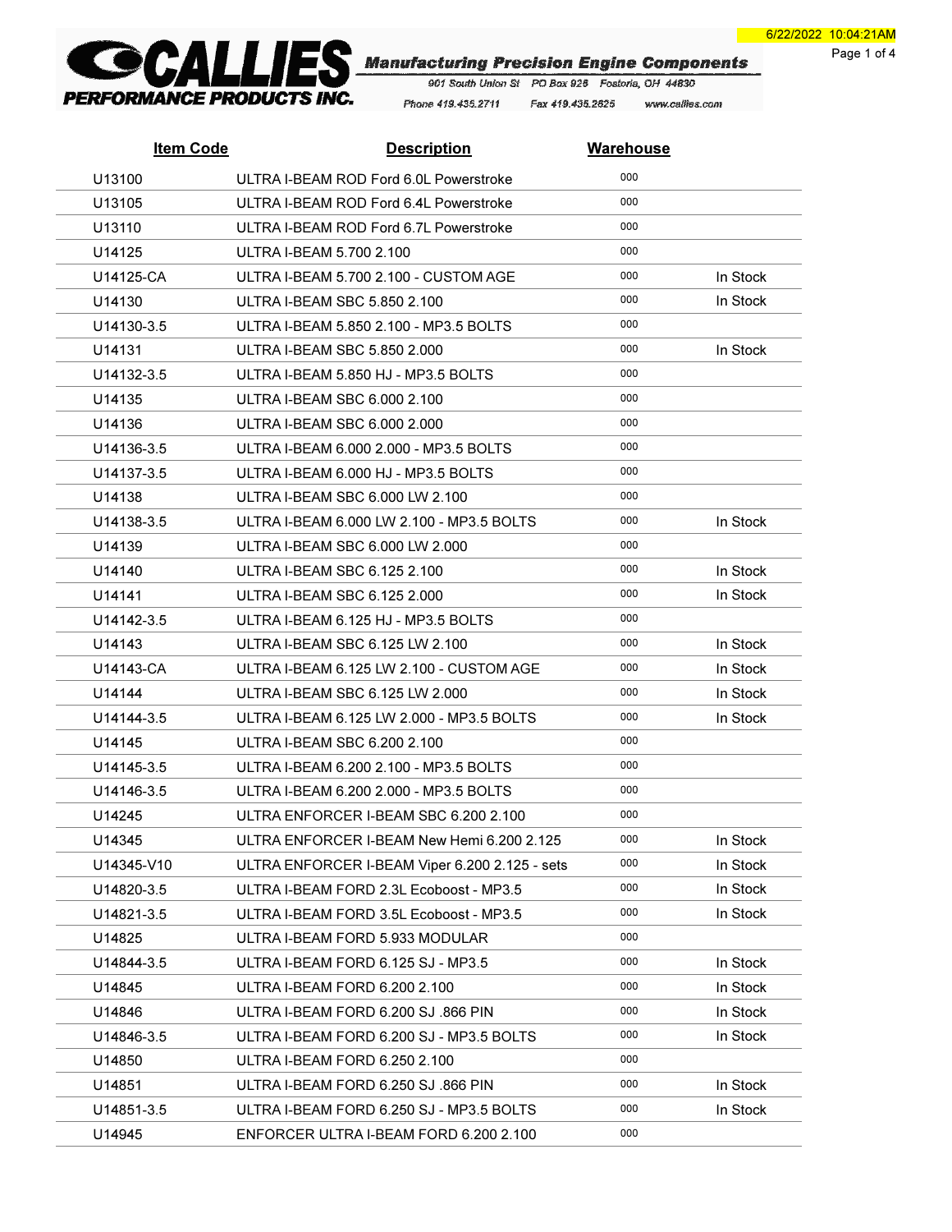# CALLIES PERFORMANCE PRODUCTS INC.

**Manufacturing Precision Engine Components**

901 South Union St PO Box 926 Fostoria, OH 44830

Phone 419.435.2711 Fax 419.435.2625 www.callies.com

6/22/2022 10:04:21AM

| Item Code | Description | Warehouse | |
|---|---|---|---|
| U13100 | ULTRA I-BEAM ROD Ford 6.0L Powerstroke | 000 | |
| U13105 | ULTRA I-BEAM ROD Ford 6.4L Powerstroke | 000 | |
| U13110 | ULTRA I-BEAM ROD Ford 6.7L Powerstroke | 000 | |
| U14125 | ULTRA I-BEAM 5.700 2.100 | 000 | |
| U14125-CA | ULTRA I-BEAM 5.700 2.100 - CUSTOM AGE | 000 | In Stock |
| U14130 | ULTRA I-BEAM SBC 5.850 2.100 | 000 | In Stock |
| U14130-3.5 | ULTRA I-BEAM 5.850 2.100 - MP3.5 BOLTS | 000 | |
| U14131 | ULTRA I-BEAM SBC 5.850 2.000 | 000 | In Stock |
| U14132-3.5 | ULTRA I-BEAM 5.850 HJ - MP3.5 BOLTS | 000 | |
| U14135 | ULTRA I-BEAM SBC 6.000 2.100 | 000 | |
| U14136 | ULTRA I-BEAM SBC 6.000 2.000 | 000 | |
| U14136-3.5 | ULTRA I-BEAM 6.000 2.000 - MP3.5 BOLTS | 000 | |
| U14137-3.5 | ULTRA I-BEAM 6.000 HJ - MP3.5 BOLTS | 000 | |
| U14138 | ULTRA I-BEAM SBC 6.000 LW 2.100 | 000 | |
| U14138-3.5 | ULTRA I-BEAM 6.000 LW 2.100 - MP3.5 BOLTS | 000 | In Stock |
| U14139 | ULTRA I-BEAM SBC 6.000 LW 2.000 | 000 | |
| U14140 | ULTRA I-BEAM SBC 6.125 2.100 | 000 | In Stock |
| U14141 | ULTRA I-BEAM SBC 6.125 2.000 | 000 | In Stock |
| U14142-3.5 | ULTRA I-BEAM 6.125 HJ - MP3.5 BOLTS | 000 | |
| U14143 | ULTRA I-BEAM SBC 6.125 LW 2.100 | 000 | In Stock |
| U14143-CA | ULTRA I-BEAM 6.125 LW 2.100 - CUSTOM AGE | 000 | In Stock |
| U14144 | ULTRA I-BEAM SBC 6.125 LW 2.000 | 000 | In Stock |
| U14144-3.5 | ULTRA I-BEAM 6.125 LW 2.000 - MP3.5 BOLTS | 000 | In Stock |
| U14145 | ULTRA I-BEAM SBC 6.200 2.100 | 000 | |
| U14145-3.5 | ULTRA I-BEAM 6.200 2.100 - MP3.5 BOLTS | 000 | |
| U14146-3.5 | ULTRA I-BEAM 6.200 2.000 - MP3.5 BOLTS | 000 | |
| U14245 | ULTRA ENFORCER I-BEAM SBC 6.200 2.100 | 000 | |
| U14345 | ULTRA ENFORCER I-BEAM New Hemi 6.200 2.125 | 000 | In Stock |
| U14345-V10 | ULTRA ENFORCER I-BEAM Viper 6.200 2.125 - sets | 000 | In Stock |
| U14820-3.5 | ULTRA I-BEAM FORD 2.3L Ecoboost - MP3.5 | 000 | In Stock |
| U14821-3.5 | ULTRA I-BEAM FORD 3.5L Ecoboost - MP3.5 | 000 | In Stock |
| U14825 | ULTRA I-BEAM FORD 5.933 MODULAR | 000 | |
| U14844-3.5 | ULTRA I-BEAM FORD 6.125 SJ - MP3.5 | 000 | In Stock |
| U14845 | ULTRA I-BEAM FORD 6.200 2.100 | 000 | In Stock |
| U14846 | ULTRA I-BEAM FORD 6.200 SJ .866 PIN | 000 | In Stock |
| U14846-3.5 | ULTRA I-BEAM FORD 6.200 SJ - MP3.5 BOLTS | 000 | In Stock |
| U14850 | ULTRA I-BEAM FORD 6.250 2.100 | 000 | |
| U14851 | ULTRA I-BEAM FORD 6.250 SJ .866 PIN | 000 | In Stock |
| U14851-3.5 | ULTRA I-BEAM FORD 6.250 SJ - MP3.5 BOLTS | 000 | In Stock |
| U14945 | ENFORCER ULTRA I-BEAM FORD 6.200 2.100 | 000 | |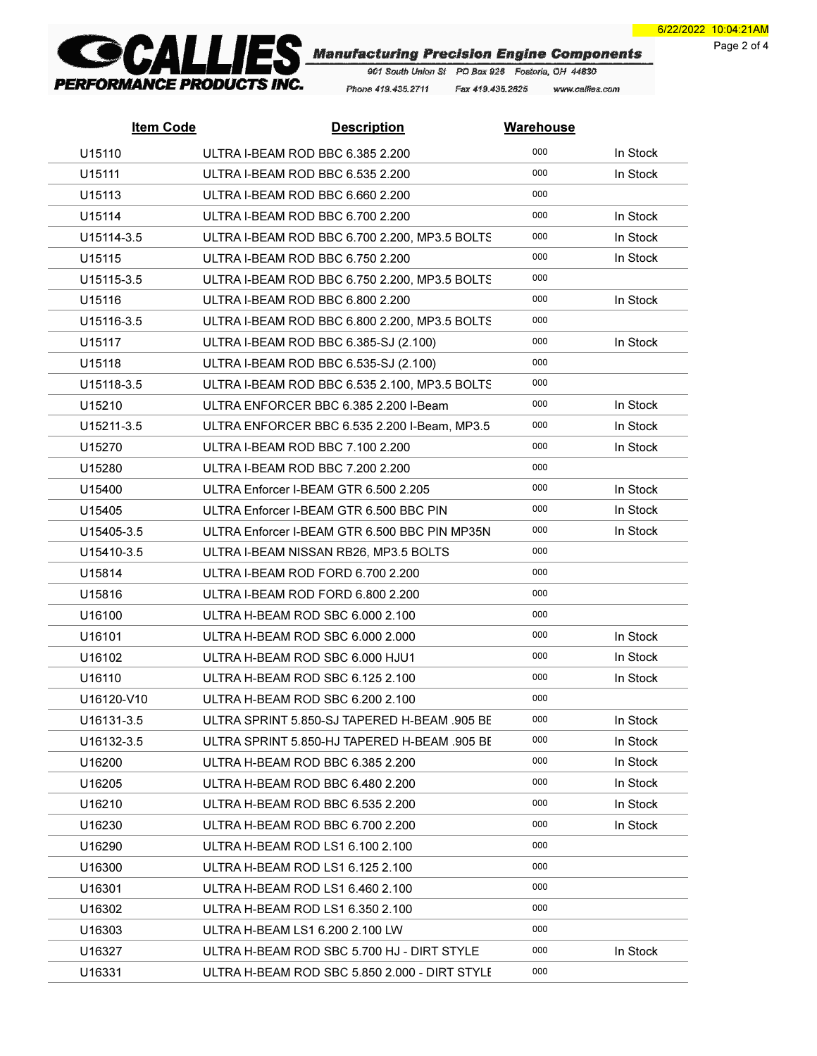| Item Code | Description | Warehouse | |
|---|---|---|---|
| U15110 | ULTRA I-BEAM ROD BBC 6.385 2.200 | 000 | In Stock |
| U15111 | ULTRA I-BEAM ROD BBC 6.535 2.200 | 000 | In Stock |
| U15113 | ULTRA I-BEAM ROD BBC 6.660 2.200 | 000 | |
| U15114 | ULTRA I-BEAM ROD BBC 6.700 2.200 | 000 | In Stock |
| U15114-3.5 | ULTRA I-BEAM ROD BBC 6.700 2.200, MP3.5 BOLTS | 000 | In Stock |
| U15115 | ULTRA I-BEAM ROD BBC 6.750 2.200 | 000 | In Stock |
| U15115-3.5 | ULTRA I-BEAM ROD BBC 6.750 2.200, MP3.5 BOLTS | 000 | |
| U15116 | ULTRA I-BEAM ROD BBC 6.800 2.200 | 000 | In Stock |
| U15116-3.5 | ULTRA I-BEAM ROD BBC 6.800 2.200, MP3.5 BOLTS | 000 | |
| U15117 | ULTRA I-BEAM ROD BBC 6.385-SJ (2.100) | 000 | In Stock |
| U15118 | ULTRA I-BEAM ROD BBC 6.535-SJ (2.100) | 000 | |
| U15118-3.5 | ULTRA I-BEAM ROD BBC 6.535 2.100, MP3.5 BOLTS | 000 | |
| U15210 | ULTRA ENFORCER BBC 6.385 2.200 I-Beam | 000 | In Stock |
| U15211-3.5 | ULTRA ENFORCER BBC 6.535 2.200 I-Beam, MP3.5 | 000 | In Stock |
| U15270 | ULTRA I-BEAM ROD BBC 7.100 2.200 | 000 | In Stock |
| U15280 | ULTRA I-BEAM ROD BBC 7.200 2.200 | 000 | |
| U15400 | ULTRA Enforcer I-BEAM GTR 6.500 2.205 | 000 | In Stock |
| U15405 | ULTRA Enforcer I-BEAM GTR 6.500 BBC PIN | 000 | In Stock |
| U15405-3.5 | ULTRA Enforcer I-BEAM GTR 6.500 BBC PIN MP35N | 000 | In Stock |
| U15410-3.5 | ULTRA I-BEAM NISSAN RB26, MP3.5 BOLTS | 000 | |
| U15814 | ULTRA I-BEAM ROD FORD 6.700 2.200 | 000 | |
| U15816 | ULTRA I-BEAM ROD FORD 6.800 2.200 | 000 | |
| U16100 | ULTRA H-BEAM ROD SBC 6.000 2.100 | 000 | |
| U16101 | ULTRA H-BEAM ROD SBC 6.000 2.000 | 000 | In Stock |
| U16102 | ULTRA H-BEAM ROD SBC 6.000 HJU1 | 000 | In Stock |
| U16110 | ULTRA H-BEAM ROD SBC 6.125 2.100 | 000 | In Stock |
| U16120-V10 | ULTRA H-BEAM ROD SBC 6.200 2.100 | 000 | |
| U16131-3.5 | ULTRA SPRINT 5.850-SJ TAPERED H-BEAM .905 BE | 000 | In Stock |
| U16132-3.5 | ULTRA SPRINT 5.850-HJ TAPERED H-BEAM .905 BE | 000 | In Stock |
| U16200 | ULTRA H-BEAM ROD BBC 6.385 2.200 | 000 | In Stock |
| U16205 | ULTRA H-BEAM ROD BBC 6.480 2.200 | 000 | In Stock |
| U16210 | ULTRA H-BEAM ROD BBC 6.535 2.200 | 000 | In Stock |
| U16230 | ULTRA H-BEAM ROD BBC 6.700 2.200 | 000 | In Stock |
| U16290 | ULTRA H-BEAM ROD LS1 6.100 2.100 | 000 | |
| U16300 | ULTRA H-BEAM ROD LS1 6.125 2.100 | 000 | |
| U16301 | ULTRA H-BEAM ROD LS1 6.460 2.100 | 000 | |
| U16302 | ULTRA H-BEAM ROD LS1 6.350 2.100 | 000 | |
| U16303 | ULTRA H-BEAM LS1 6.200 2.100 LW | 000 | |
| U16327 | ULTRA H-BEAM ROD SBC 5.700 HJ - DIRT STYLE | 000 | In Stock |
| U16331 | ULTRA H-BEAM ROD SBC 5.850 2.000 - DIRT STYLE | 000 | |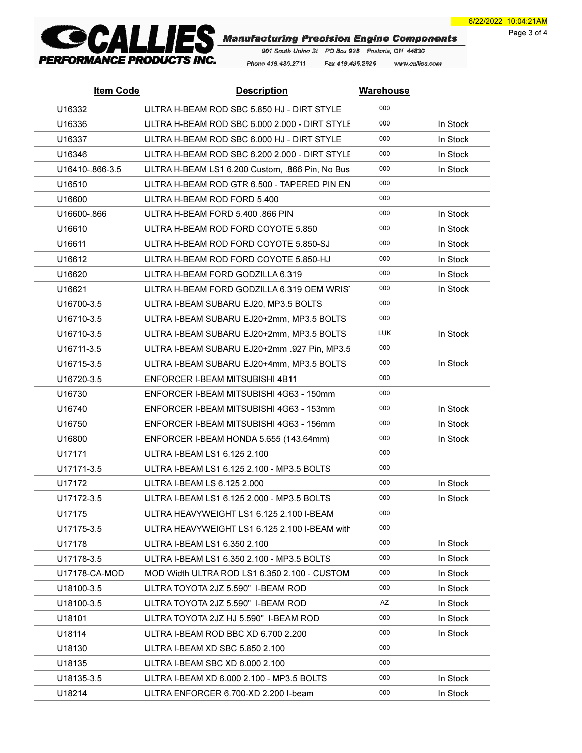**CALLIES PERFORMANCE PRODUCTS INC.**
*Manufacturing Precision Engine Components*
901 South Union St PO Box 926 Fostoria, OH 44830
Phone 419.435.2711 Fax 419.435.2625 www.callies.com

6/22/2022 10:04:21AM

| Item Code | Description | Warehouse | |
|---|---|---|---|
| U16332 | ULTRA H-BEAM ROD SBC 5.850 HJ - DIRT STYLE | 000 | |
| U16336 | ULTRA H-BEAM ROD SBC 6.000 2.000 - DIRT STYLE | 000 | In Stock |
| U16337 | ULTRA H-BEAM ROD SBC 6.000 HJ - DIRT STYLE | 000 | In Stock |
| U16346 | ULTRA H-BEAM ROD SBC 6.200 2.000 - DIRT STYLE | 000 | In Stock |
| U16410-.866-3.5 | ULTRA H-BEAM LS1 6.200 Custom, .866 Pin, No Bus | 000 | In Stock |
| U16510 | ULTRA H-BEAM ROD GTR 6.500 - TAPERED PIN EN | 000 | |
| U16600 | ULTRA H-BEAM ROD FORD 5.400 | 000 | |
| U16600-.866 | ULTRA H-BEAM FORD 5.400 .866 PIN | 000 | In Stock |
| U16610 | ULTRA H-BEAM ROD FORD COYOTE 5.850 | 000 | In Stock |
| U16611 | ULTRA H-BEAM ROD FORD COYOTE 5.850-SJ | 000 | In Stock |
| U16612 | ULTRA H-BEAM ROD FORD COYOTE 5.850-HJ | 000 | In Stock |
| U16620 | ULTRA H-BEAM FORD GODZILLA 6.319 | 000 | In Stock |
| U16621 | ULTRA H-BEAM FORD GODZILLA 6.319 OEM WRIS | 000 | In Stock |
| U16700-3.5 | ULTRA I-BEAM SUBARU EJ20, MP3.5 BOLTS | 000 | |
| U16710-3.5 | ULTRA I-BEAM SUBARU EJ20+2mm, MP3.5 BOLTS | 000 | |
| U16710-3.5 | ULTRA I-BEAM SUBARU EJ20+2mm, MP3.5 BOLTS | LUK | In Stock |
| U16711-3.5 | ULTRA I-BEAM SUBARU EJ20+2mm .927 Pin, MP3.5 | 000 | |
| U16715-3.5 | ULTRA I-BEAM SUBARU EJ20+4mm, MP3.5 BOLTS | 000 | In Stock |
| U16720-3.5 | ENFORCER I-BEAM MITSUBISHI 4B11 | 000 | |
| U16730 | ENFORCER I-BEAM MITSUBISHI 4G63 - 150mm | 000 | |
| U16740 | ENFORCER I-BEAM MITSUBISHI 4G63 - 153mm | 000 | In Stock |
| U16750 | ENFORCER I-BEAM MITSUBISHI 4G63 - 156mm | 000 | In Stock |
| U16800 | ENFORCER I-BEAM HONDA 5.655 (143.64mm) | 000 | In Stock |
| U17171 | ULTRA I-BEAM LS1 6.125 2.100 | 000 | |
| U17171-3.5 | ULTRA I-BEAM LS1 6.125 2.100 - MP3.5 BOLTS | 000 | |
| U17172 | ULTRA I-BEAM LS 6.125 2.000 | 000 | In Stock |
| U17172-3.5 | ULTRA I-BEAM LS1 6.125 2.000 - MP3.5 BOLTS | 000 | In Stock |
| U17175 | ULTRA HEAVYWEIGHT LS1 6.125 2.100 I-BEAM | 000 | |
| U17175-3.5 | ULTRA HEAVYWEIGHT LS1 6.125 2.100 I-BEAM with | 000 | |
| U17178 | ULTRA I-BEAM LS1 6.350 2.100 | 000 | In Stock |
| U17178-3.5 | ULTRA I-BEAM LS1 6.350 2.100 - MP3.5 BOLTS | 000 | In Stock |
| U17178-CA-MOD | MOD Width ULTRA ROD LS1 6.350 2.100 - CUSTOM | 000 | In Stock |
| U18100-3.5 | ULTRA TOYOTA 2JZ 5.590" I-BEAM ROD | 000 | In Stock |
| U18100-3.5 | ULTRA TOYOTA 2JZ 5.590" I-BEAM ROD | AZ | In Stock |
| U18101 | ULTRA TOYOTA 2JZ HJ 5.590" I-BEAM ROD | 000 | In Stock |
| U18114 | ULTRA I-BEAM ROD BBC XD 6.700 2.200 | 000 | In Stock |
| U18130 | ULTRA I-BEAM XD SBC 5.850 2.100 | 000 | |
| U18135 | ULTRA I-BEAM SBC XD 6.000 2.100 | 000 | |
| U18135-3.5 | ULTRA I-BEAM XD 6.000 2.100 - MP3.5 BOLTS | 000 | In Stock |
| U18214 | ULTRA ENFORCER 6.700-XD 2.200 I-beam | 000 | In Stock |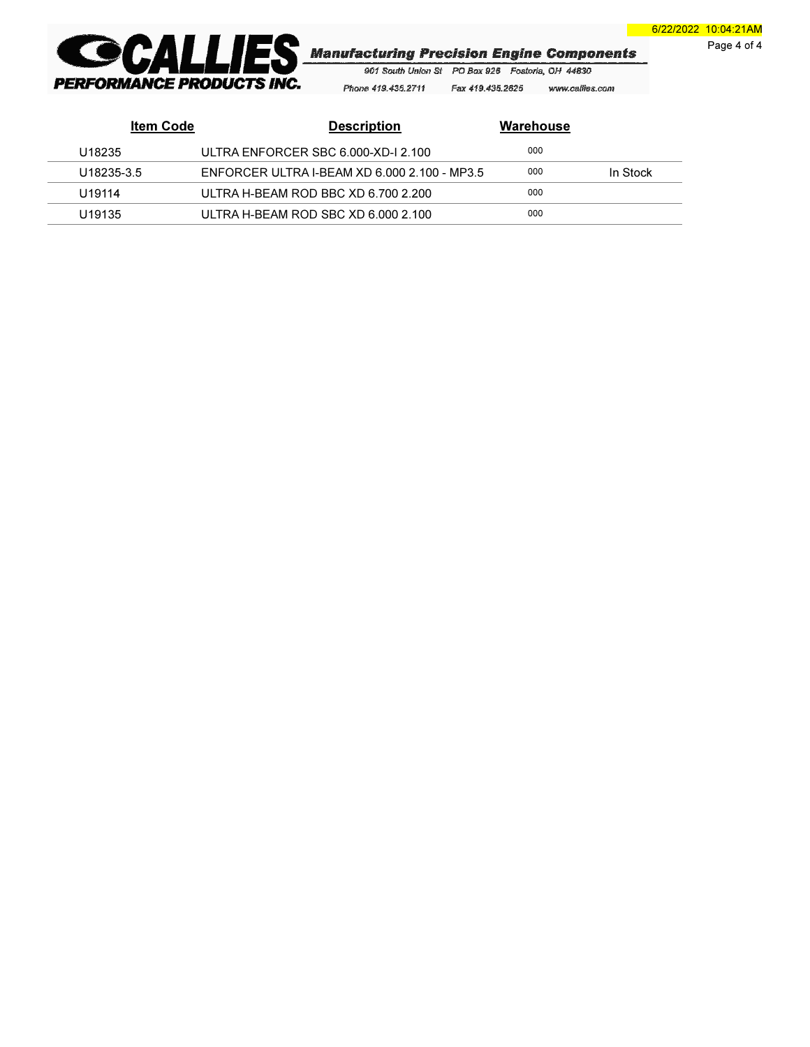| Item Code | Description | Warehouse | |
|---|---|---|---|
| U18235 | ULTRA ENFORCER SBC 6.000-XD-I 2.100 | 000 | |
| U18235-3.5 | ENFORCER ULTRA I-BEAM XD 6.000 2.100 - MP3.5 | 000 | In Stock |
| U19114 | ULTRA H-BEAM ROD BBC XD 6.700 2.200 | 000 | |
| U19135 | ULTRA H-BEAM ROD SBC XD 6.000 2.100 | 000 | |